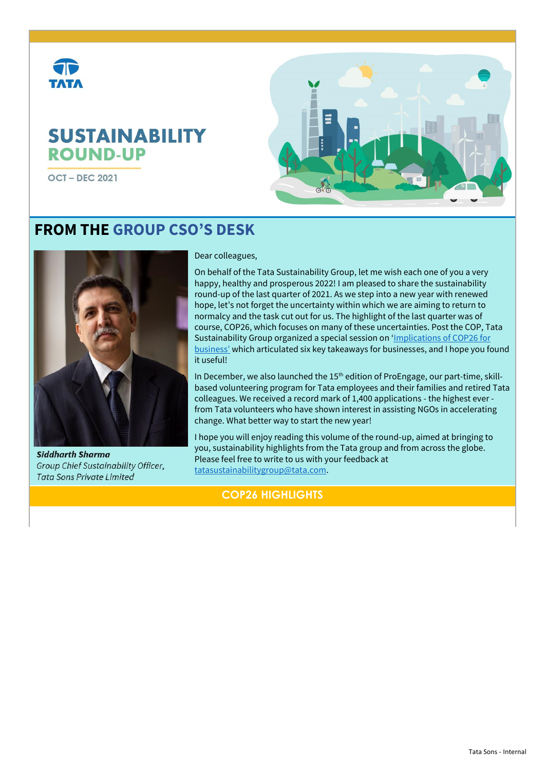TATA

# SUSTAINABILITY ROUND-UP

OCT – DEC 2021

## FROM THE GROUP CSO'S DESK

***Siddharth Sharma***
*Group Chief Sustainability Officer, Tata Sons Private Limited*

Dear colleagues,

On behalf of the Tata Sustainability Group, let me wish each one of you a very happy, healthy and prosperous 2022! I am pleased to share the sustainability round-up of the last quarter of 2021. As we step into a new year with renewed hope, let's not forget the uncertainty within which we are aiming to return to normalcy and the task cut out for us. The highlight of the last quarter was of course, COP26, which focuses on many of these uncertainties. Post the COP, Tata Sustainability Group organized a special session on 'Implications of COP26 for business' which articulated six key takeaways for businesses, and I hope you found it useful!

In December, we also launched the 15th edition of ProEngage, our part-time, skill-based volunteering program for Tata employees and their families and retired Tata colleagues. We received a record mark of 1,400 applications - the highest ever - from Tata volunteers who have shown interest in assisting NGOs in accelerating change. What better way to start the new year!

I hope you will enjoy reading this volume of the round-up, aimed at bringing to you, sustainability highlights from the Tata group and from across the globe. Please feel free to write to us with your feedback at tatasustainabilitygroup@tata.com.

## COP26 HIGHLIGHTS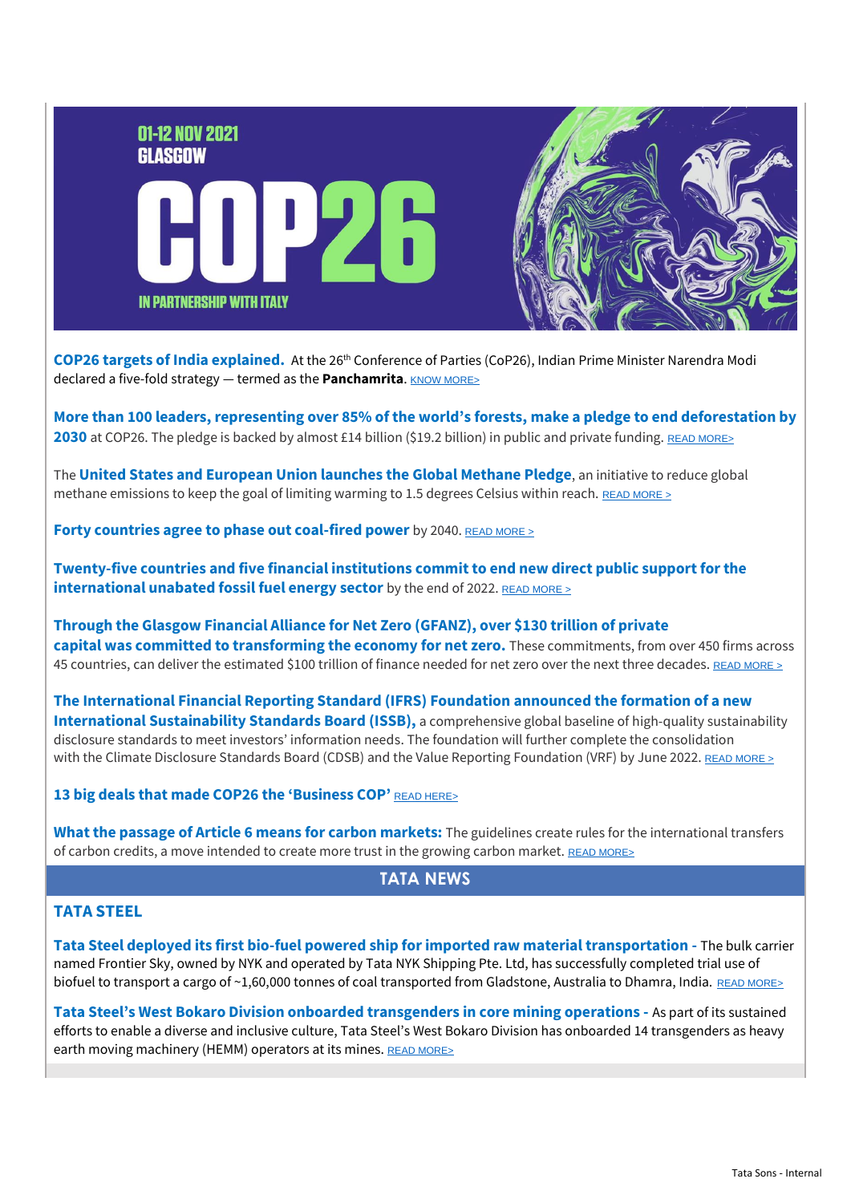**COP26 targets of India explained.** At the 26th Conference of Parties (CoP26), Indian Prime Minister Narendra Modi declared a five-fold strategy — termed as the **Panchamrita**. KNOW MORE>

**More than 100 leaders, representing over 85% of the world's forests, make a pledge to end deforestation by 2030** at COP26. The pledge is backed by almost £14 billion ($19.2 billion) in public and private funding. READ MORE>

The **United States and European Union launches the Global Methane Pledge**, an initiative to reduce global methane emissions to keep the goal of limiting warming to 1.5 degrees Celsius within reach. READ MORE >

**Forty countries agree to phase out coal-fired power** by 2040. READ MORE >

**Twenty-five countries and five financial institutions commit to end new direct public support for the international unabated fossil fuel energy sector** by the end of 2022. READ MORE >

**Through the Glasgow Financial Alliance for Net Zero (GFANZ), over $130 trillion of private capital was committed to transforming the economy for net zero.** These commitments, from over 450 firms across 45 countries, can deliver the estimated $100 trillion of finance needed for net zero over the next three decades. READ MORE >

**The International Financial Reporting Standard (IFRS) Foundation announced the formation of a new International Sustainability Standards Board (ISSB),** a comprehensive global baseline of high-quality sustainability disclosure standards to meet investors' information needs. The foundation will further complete the consolidation with the Climate Disclosure Standards Board (CDSB) and the Value Reporting Foundation (VRF) by June 2022. READ MORE >

**13 big deals that made COP26 the 'Business COP'** READ HERE>

**What the passage of Article 6 means for carbon markets:** The guidelines create rules for the international transfers of carbon credits, a move intended to create more trust in the growing carbon market. READ MORE>

## TATA NEWS

### TATA STEEL

**Tata Steel deployed its first bio-fuel powered ship for imported raw material transportation** - The bulk carrier named Frontier Sky, owned by NYK and operated by Tata NYK Shipping Pte. Ltd, has successfully completed trial use of biofuel to transport a cargo of ~1,60,000 tonnes of coal transported from Gladstone, Australia to Dhamra, India. READ MORE>

**Tata Steel's West Bokaro Division onboarded transgenders in core mining operations** - As part of its sustained efforts to enable a diverse and inclusive culture, Tata Steel's West Bokaro Division has onboarded 14 transgenders as heavy earth moving machinery (HEMM) operators at its mines. READ MORE>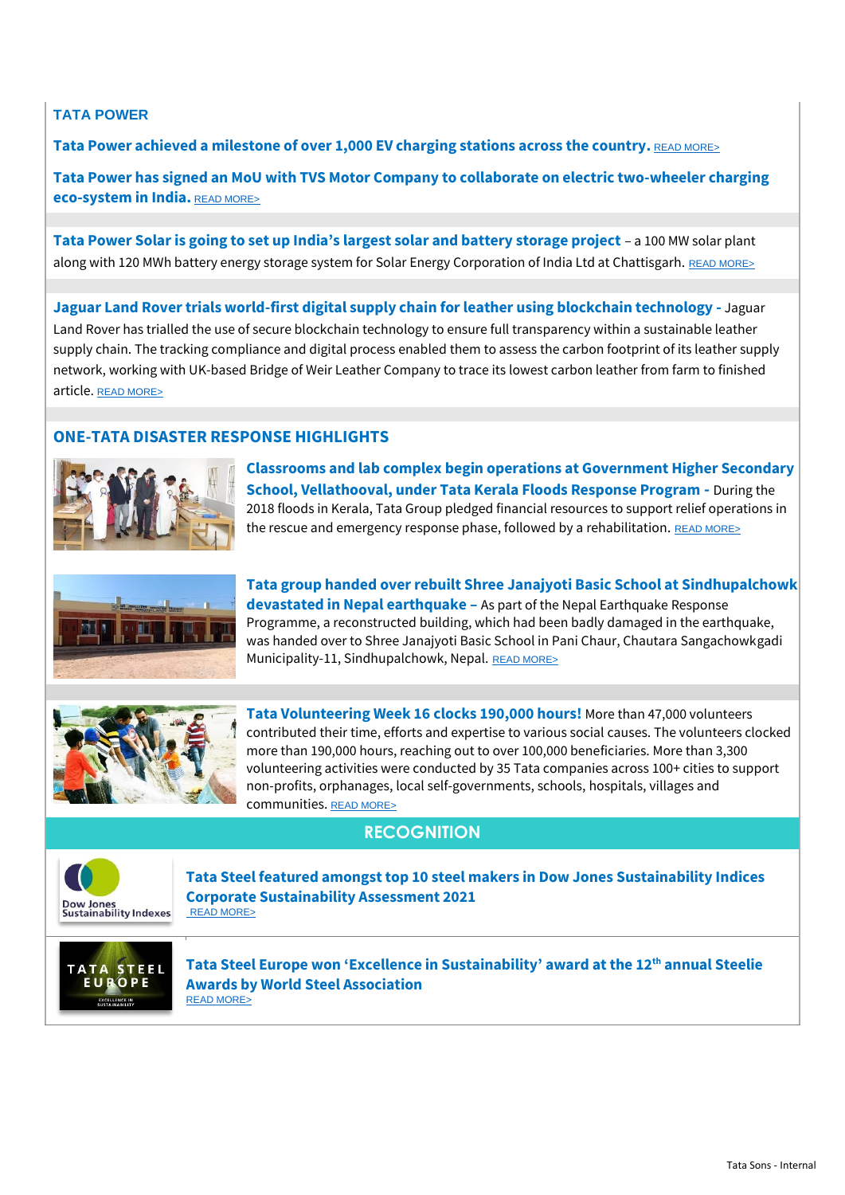## TATA POWER

**Tata Power achieved a milestone of over 1,000 EV charging stations across the country.** READ MORE>

**Tata Power has signed an MoU with TVS Motor Company to collaborate on electric two-wheeler charging eco-system in India.** READ MORE>

**Tata Power Solar is going to set up India's largest solar and battery storage project** – a 100 MW solar plant along with 120 MWh battery energy storage system for Solar Energy Corporation of India Ltd at Chattisgarh. READ MORE>

**Jaguar Land Rover trials world-first digital supply chain for leather using blockchain technology -** Jaguar Land Rover has trialled the use of secure blockchain technology to ensure full transparency within a sustainable leather supply chain. The tracking compliance and digital process enabled them to assess the carbon footprint of its leather supply network, working with UK-based Bridge of Weir Leather Company to trace its lowest carbon leather from farm to finished article. READ MORE>

## ONE-TATA DISASTER RESPONSE HIGHLIGHTS

**Classrooms and lab complex begin operations at Government Higher Secondary School, Vellathooval, under Tata Kerala Floods Response Program -** During the 2018 floods in Kerala, Tata Group pledged financial resources to support relief operations in the rescue and emergency response phase, followed by a rehabilitation. READ MORE>

**Tata group handed over rebuilt Shree Janajyoti Basic School at Sindhupalchowk devastated in Nepal earthquake –** As part of the Nepal Earthquake Response Programme, a reconstructed building, which had been badly damaged in the earthquake, was handed over to Shree Janajyoti Basic School in Pani Chaur, Chautara Sangachowkgadi Municipality-11, Sindhupalchowk, Nepal. READ MORE>

**Tata Volunteering Week 16 clocks 190,000 hours!** More than 47,000 volunteers contributed their time, efforts and expertise to various social causes. The volunteers clocked more than 190,000 hours, reaching out to over 100,000 beneficiaries. More than 3,300 volunteering activities were conducted by 35 Tata companies across 100+ cities to support non-profits, orphanages, local self-governments, schools, hospitals, villages and communities. READ MORE>

## RECOGNITION

**Tata Steel featured amongst top 10 steel makers in Dow Jones Sustainability Indices Corporate Sustainability Assessment 2021**
READ MORE>

**Tata Steel Europe won 'Excellence in Sustainability' award at the 12th annual Steelie Awards by World Steel Association**
READ MORE>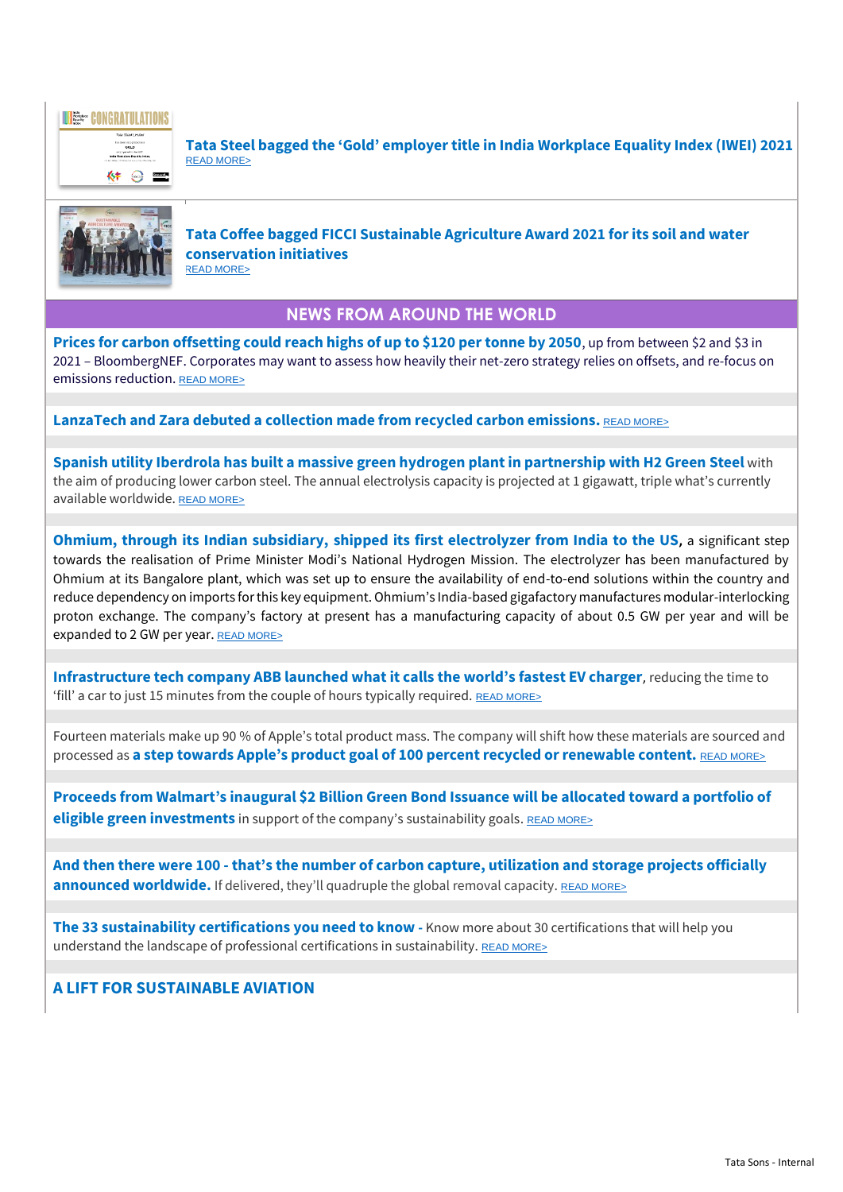**Tata Steel bagged the 'Gold' employer title in India Workplace Equality Index (IWEI) 2021**
READ MORE>

**Tata Coffee bagged FICCI Sustainable Agriculture Award 2021 for its soil and water conservation initiatives**
READ MORE>

## NEWS FROM AROUND THE WORLD

**Prices for carbon offsetting could reach highs of up to $120 per tonne by 2050**, up from between $2 and $3 in 2021 – BloombergNEF. Corporates may want to assess how heavily their net-zero strategy relies on offsets, and re-focus on emissions reduction. READ MORE>

**LanzaTech and Zara debuted a collection made from recycled carbon emissions.** READ MORE>

**Spanish utility Iberdrola has built a massive green hydrogen plant in partnership with H2 Green Steel** with the aim of producing lower carbon steel. The annual electrolysis capacity is projected at 1 gigawatt, triple what's currently available worldwide. READ MORE>

**Ohmium, through its Indian subsidiary, shipped its first electrolyzer from India to the US,** a significant step towards the realisation of Prime Minister Modi's National Hydrogen Mission. The electrolyzer has been manufactured by Ohmium at its Bangalore plant, which was set up to ensure the availability of end-to-end solutions within the country and reduce dependency on imports for this key equipment. Ohmium's India-based gigafactory manufactures modular-interlocking proton exchange. The company's factory at present has a manufacturing capacity of about 0.5 GW per year and will be expanded to 2 GW per year. READ MORE>

**Infrastructure tech company ABB launched what it calls the world's fastest EV charger**, reducing the time to 'fill' a car to just 15 minutes from the couple of hours typically required. READ MORE>

Fourteen materials make up 90 % of Apple's total product mass. The company will shift how these materials are sourced and processed as **a step towards Apple's product goal of 100 percent recycled or renewable content.** READ MORE>

**Proceeds from Walmart's inaugural $2 Billion Green Bond Issuance will be allocated toward a portfolio of eligible green investments** in support of the company's sustainability goals. READ MORE>

**And then there were 100 - that's the number of carbon capture, utilization and storage projects officially announced worldwide.** If delivered, they'll quadruple the global removal capacity. READ MORE>

**The 33 sustainability certifications you need to know** - Know more about 30 certifications that will help you understand the landscape of professional certifications in sustainability. READ MORE>

## A LIFT FOR SUSTAINABLE AVIATION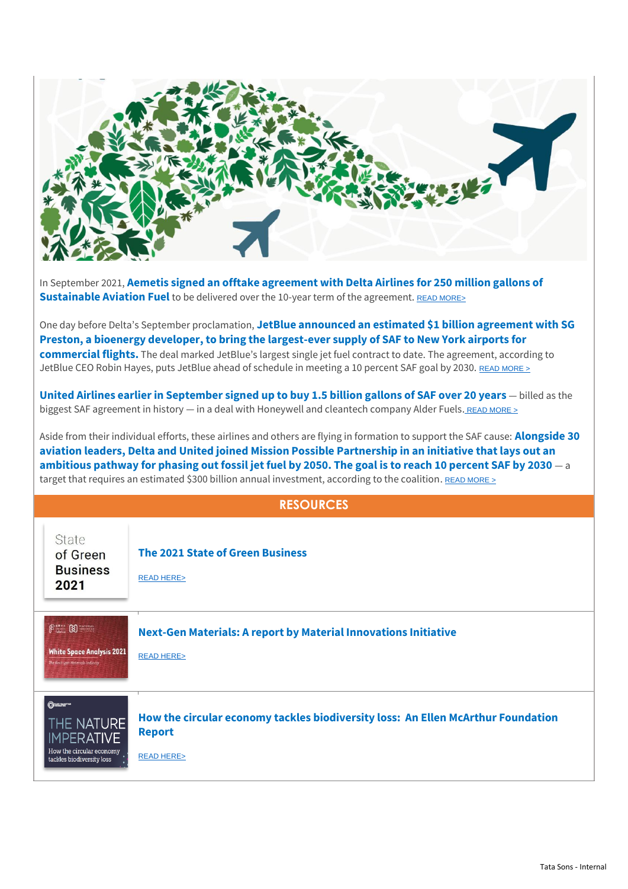In September 2021, **Aemetis signed an offtake agreement with Delta Airlines for 250 million gallons of Sustainable Aviation Fuel** to be delivered over the 10-year term of the agreement. READ MORE>

One day before Delta's September proclamation, **JetBlue announced an estimated $1 billion agreement with SG Preston, a bioenergy developer, to bring the largest-ever supply of SAF to New York airports for commercial flights.** The deal marked JetBlue's largest single jet fuel contract to date. The agreement, according to JetBlue CEO Robin Hayes, puts JetBlue ahead of schedule in meeting a 10 percent SAF goal by 2030. READ MORE >

**United Airlines earlier in September signed up to buy 1.5 billion gallons of SAF over 20 years** — billed as the biggest SAF agreement in history — in a deal with Honeywell and cleantech company Alder Fuels. READ MORE >

Aside from their individual efforts, these airlines and others are flying in formation to support the SAF cause: **Alongside 30 aviation leaders, Delta and United joined Mission Possible Partnership in an initiative that lays out an ambitious pathway for phasing out fossil jet fuel by 2050. The goal is to reach 10 percent SAF by 2030** — a target that requires an estimated $300 billion annual investment, according to the coalition. READ MORE >

## RESOURCES

State of Green Business 2021

**The 2021 State of Green Business**

READ HERE>

White Space Analysis 2021

**Next-Gen Materials: A report by Material Innovations Initiative**

READ HERE>

THE NATURE IMPERATIVE
How the circular economy tackles biodiversity loss

**How the circular economy tackles biodiversity loss: An Ellen McArthur Foundation Report**

READ HERE>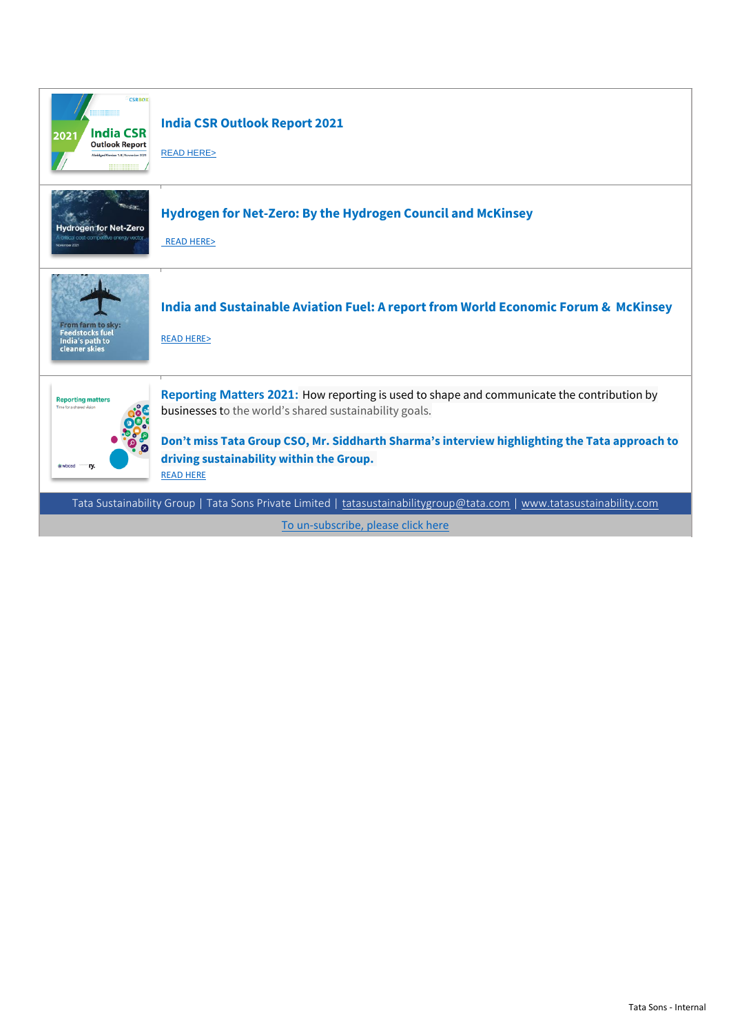**India CSR Outlook Report 2021**

READ HERE>

**Hydrogen for Net-Zero: By the Hydrogen Council and McKinsey**

READ HERE>

**India and Sustainable Aviation Fuel: A report from World Economic Forum & McKinsey**

READ HERE>

**Reporting Matters 2021:** How reporting is used to shape and communicate the contribution by businesses to the world's shared sustainability goals.

**Don't miss Tata Group CSO, Mr. Siddharth Sharma's interview highlighting the Tata approach to driving sustainability within the Group.**

READ HERE

Tata Sustainability Group | Tata Sons Private Limited | tatasustainabilitygroup@tata.com | www.tatasustainability.com

To un-subscribe, please click here